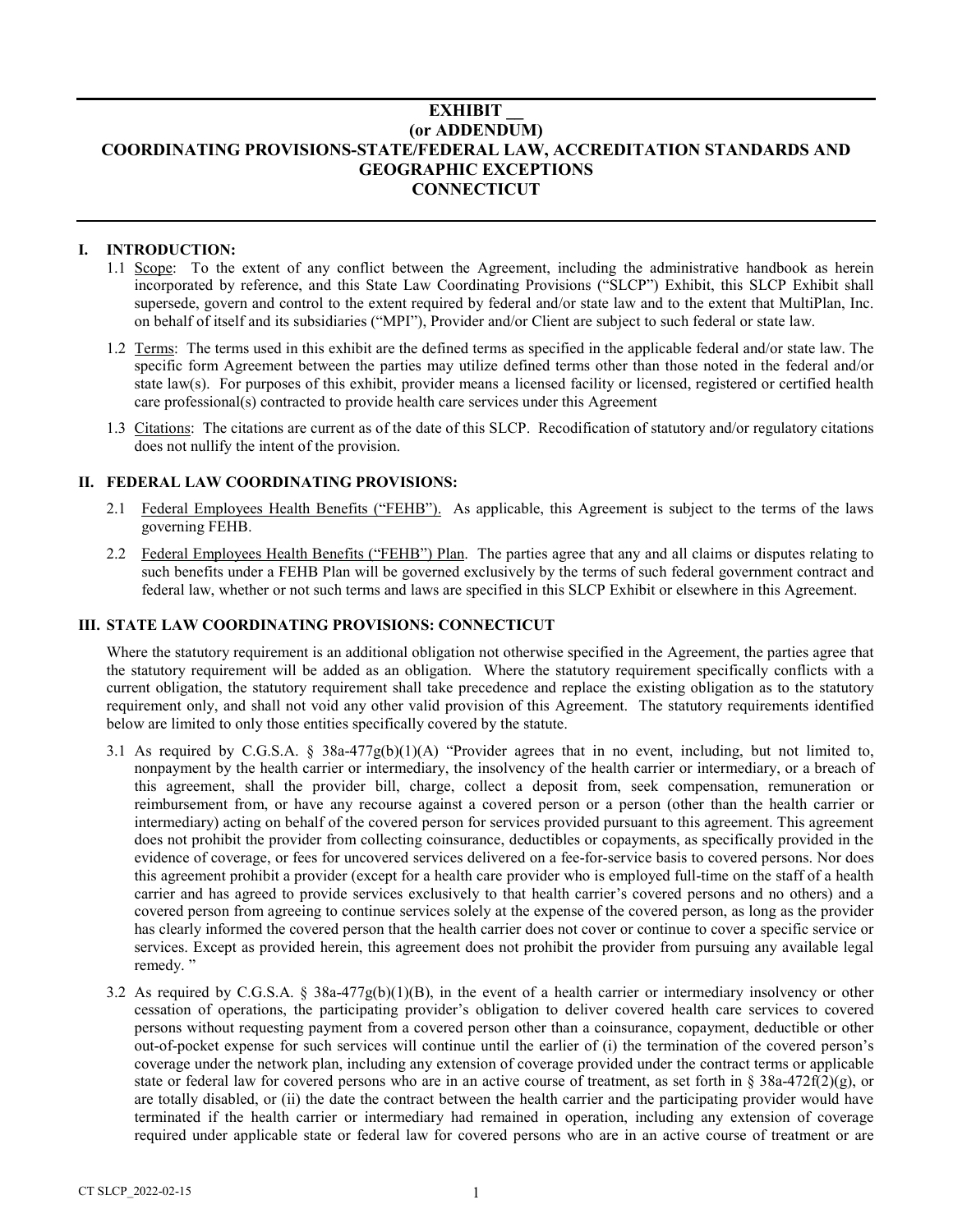# EXHIBIT __
# (or ADDENDUM)
# COORDINATING PROVISIONS-STATE/FEDERAL LAW, ACCREDITATION STANDARDS AND GEOGRAPHIC EXCEPTIONS
# CONNECTICUT

## I. INTRODUCTION:

1.1 Scope: To the extent of any conflict between the Agreement, including the administrative handbook as herein incorporated by reference, and this State Law Coordinating Provisions ("SLCP") Exhibit, this SLCP Exhibit shall supersede, govern and control to the extent required by federal and/or state law and to the extent that MultiPlan, Inc. on behalf of itself and its subsidiaries ("MPI"), Provider and/or Client are subject to such federal or state law.

1.2 Terms: The terms used in this exhibit are the defined terms as specified in the applicable federal and/or state law. The specific form Agreement between the parties may utilize defined terms other than those noted in the federal and/or state law(s). For purposes of this exhibit, provider means a licensed facility or licensed, registered or certified health care professional(s) contracted to provide health care services under this Agreement

1.3 Citations: The citations are current as of the date of this SLCP. Recodification of statutory and/or regulatory citations does not nullify the intent of the provision.

## II. FEDERAL LAW COORDINATING PROVISIONS:

2.1 Federal Employees Health Benefits ("FEHB"). As applicable, this Agreement is subject to the terms of the laws governing FEHB.

2.2 Federal Employees Health Benefits ("FEHB") Plan. The parties agree that any and all claims or disputes relating to such benefits under a FEHB Plan will be governed exclusively by the terms of such federal government contract and federal law, whether or not such terms and laws are specified in this SLCP Exhibit or elsewhere in this Agreement.

## III. STATE LAW COORDINATING PROVISIONS: CONNECTICUT

Where the statutory requirement is an additional obligation not otherwise specified in the Agreement, the parties agree that the statutory requirement will be added as an obligation. Where the statutory requirement specifically conflicts with a current obligation, the statutory requirement shall take precedence and replace the existing obligation as to the statutory requirement only, and shall not void any other valid provision of this Agreement. The statutory requirements identified below are limited to only those entities specifically covered by the statute.

3.1 As required by C.G.S.A. § 38a-477g(b)(1)(A) "Provider agrees that in no event, including, but not limited to, nonpayment by the health carrier or intermediary, the insolvency of the health carrier or intermediary, or a breach of this agreement, shall the provider bill, charge, collect a deposit from, seek compensation, remuneration or reimbursement from, or have any recourse against a covered person or a person (other than the health carrier or intermediary) acting on behalf of the covered person for services provided pursuant to this agreement. This agreement does not prohibit the provider from collecting coinsurance, deductibles or copayments, as specifically provided in the evidence of coverage, or fees for uncovered services delivered on a fee-for-service basis to covered persons. Nor does this agreement prohibit a provider (except for a health care provider who is employed full-time on the staff of a health carrier and has agreed to provide services exclusively to that health carrier's covered persons and no others) and a covered person from agreeing to continue services solely at the expense of the covered person, as long as the provider has clearly informed the covered person that the health carrier does not cover or continue to cover a specific service or services. Except as provided herein, this agreement does not prohibit the provider from pursuing any available legal remedy. "

3.2 As required by C.G.S.A. § 38a-477g(b)(1)(B), in the event of a health carrier or intermediary insolvency or other cessation of operations, the participating provider's obligation to deliver covered health care services to covered persons without requesting payment from a covered person other than a coinsurance, copayment, deductible or other out-of-pocket expense for such services will continue until the earlier of (i) the termination of the covered person's coverage under the network plan, including any extension of coverage provided under the contract terms or applicable state or federal law for covered persons who are in an active course of treatment, as set forth in § 38a-472f(2)(g), or are totally disabled, or (ii) the date the contract between the health carrier and the participating provider would have terminated if the health carrier or intermediary had remained in operation, including any extension of coverage required under applicable state or federal law for covered persons who are in an active course of treatment or are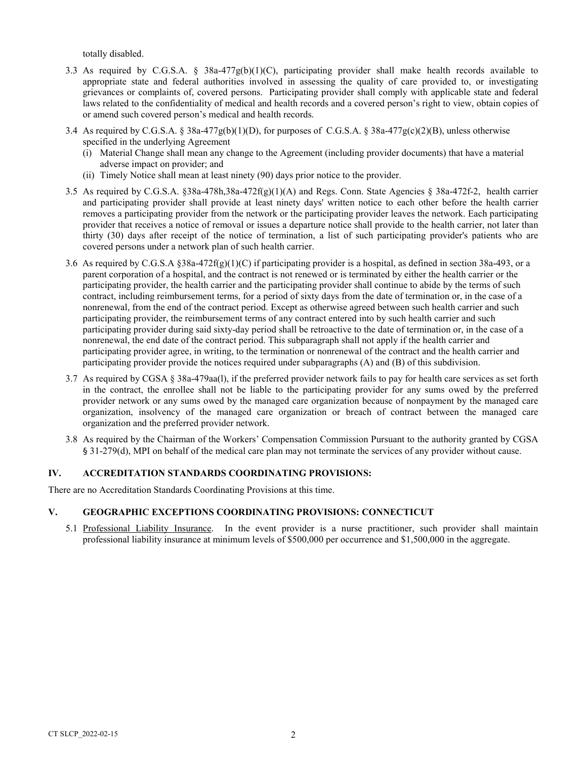totally disabled.

3.3 As required by C.G.S.A. § 38a-477g(b)(1)(C), participating provider shall make health records available to appropriate state and federal authorities involved in assessing the quality of care provided to, or investigating grievances or complaints of, covered persons. Participating provider shall comply with applicable state and federal laws related to the confidentiality of medical and health records and a covered person's right to view, obtain copies of or amend such covered person's medical and health records.

3.4 As required by C.G.S.A. § 38a-477g(b)(1)(D), for purposes of C.G.S.A. § 38a-477g(c)(2)(B), unless otherwise specified in the underlying Agreement

   (i) Material Change shall mean any change to the Agreement (including provider documents) that have a material adverse impact on provider; and
   (ii) Timely Notice shall mean at least ninety (90) days prior notice to the provider.

3.5 As required by C.G.S.A. §38a-478h,38a-472f(g)(1)(A) and Regs. Conn. State Agencies § 38a-472f-2, health carrier and participating provider shall provide at least ninety days' written notice to each other before the health carrier removes a participating provider from the network or the participating provider leaves the network. Each participating provider that receives a notice of removal or issues a departure notice shall provide to the health carrier, not later than thirty (30) days after receipt of the notice of termination, a list of such participating provider's patients who are covered persons under a network plan of such health carrier.

3.6 As required by C.G.S.A §38a-472f(g)(1)(C) if participating provider is a hospital, as defined in section 38a-493, or a parent corporation of a hospital, and the contract is not renewed or is terminated by either the health carrier or the participating provider, the health carrier and the participating provider shall continue to abide by the terms of such contract, including reimbursement terms, for a period of sixty days from the date of termination or, in the case of a nonrenewal, from the end of the contract period. Except as otherwise agreed between such health carrier and such participating provider, the reimbursement terms of any contract entered into by such health carrier and such participating provider during said sixty-day period shall be retroactive to the date of termination or, in the case of a nonrenewal, the end date of the contract period. This subparagraph shall not apply if the health carrier and participating provider agree, in writing, to the termination or nonrenewal of the contract and the health carrier and participating provider provide the notices required under subparagraphs (A) and (B) of this subdivision.

3.7 As required by CGSA § 38a-479aa(l), if the preferred provider network fails to pay for health care services as set forth in the contract, the enrollee shall not be liable to the participating provider for any sums owed by the preferred provider network or any sums owed by the managed care organization because of nonpayment by the managed care organization, insolvency of the managed care organization or breach of contract between the managed care organization and the preferred provider network.

3.8 As required by the Chairman of the Workers' Compensation Commission Pursuant to the authority granted by CGSA § 31-279(d), MPI on behalf of the medical care plan may not terminate the services of any provider without cause.

## IV. ACCREDITATION STANDARDS COORDINATING PROVISIONS:

There are no Accreditation Standards Coordinating Provisions at this time.

## V. GEOGRAPHIC EXCEPTIONS COORDINATING PROVISIONS: CONNECTICUT

5.1 Professional Liability Insurance. In the event provider is a nurse practitioner, such provider shall maintain professional liability insurance at minimum levels of $500,000 per occurrence and $1,500,000 in the aggregate.